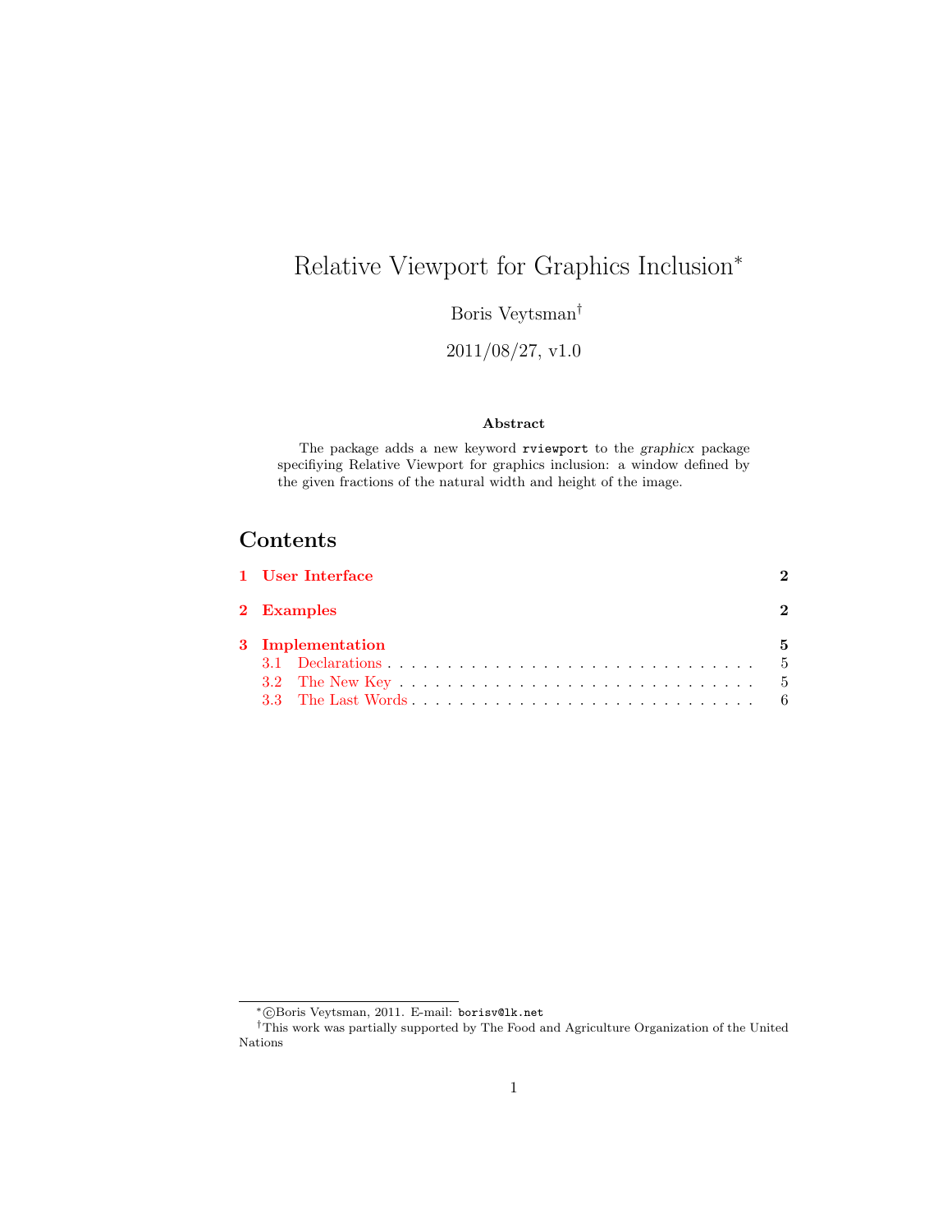# Relative Viewport for Graphics Inclusion[*]

Boris Veytsman[†]

2011/08/27, v1.0

**Abstract**

The package adds a new keyword `rviewport` to the *graphicx* package specifiying Relative Viewport for graphics inclusion: a window defined by the given fractions of the natural width and height of the image.

## Contents

- **1 User Interface** — **2**
- **2 Examples** — **2**
- **3 Implementation** — **5**
  - 3.1 Declarations — 5
  - 3.2 The New Key — 5
  - 3.3 The Last Words — 6

---

[*] ©Boris Veytsman, 2011. E-mail: `borisv@lk.net`

[†] This work was partially supported by The Food and Agriculture Organization of the United Nations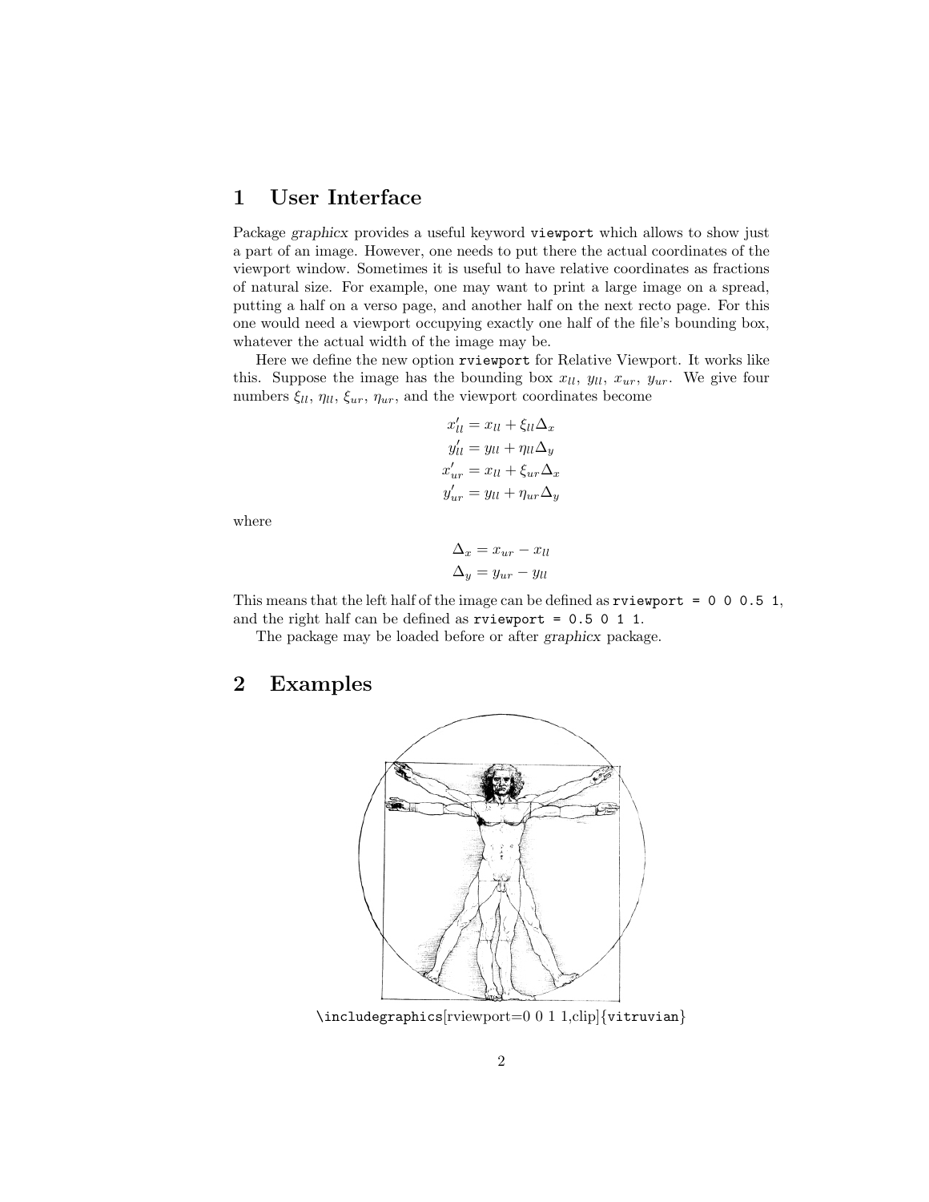# 1 User Interface

Package *graphicx* provides a useful keyword `viewport` which allows to show just a part of an image. However, one needs to put there the actual coordinates of the viewport window. Sometimes it is useful to have relative coordinates as fractions of natural size. For example, one may want to print a large image on a spread, putting a half on a verso page, and another half on the next recto page. For this one would need a viewport occupying exactly one half of the file's bounding box, whatever the actual width of the image may be.

Here we define the new option `rviewport` for Relative Viewport. It works like this. Suppose the image has the bounding box $x_{ll}$, $y_{ll}$, $x_{ur}$, $y_{ur}$. We give four numbers $\xi_{ll}$, $\eta_{ll}$, $\xi_{ur}$, $\eta_{ur}$, and the viewport coordinates become

$$
\begin{aligned}
x'_{ll} &= x_{ll} + \xi_{ll}\Delta_x \\
y'_{ll} &= y_{ll} + \eta_{ll}\Delta_y \\
x'_{ur} &= x_{ll} + \xi_{ur}\Delta_x \\
y'_{ur} &= y_{ll} + \eta_{ur}\Delta_y
\end{aligned}
$$

where

$$
\begin{aligned}
\Delta_x &= x_{ur} - x_{ll} \\
\Delta_y &= y_{ur} - y_{ll}
\end{aligned}
$$

This means that the left half of the image can be defined as `rviewport = 0 0 0.5 1`, and the right half can be defined as `rviewport = 0.5 0 1 1`.

The package may be loaded before or after *graphicx* package.

# 2 Examples

`\includegraphics`[rviewport=0 0 1 1,clip]{`vitruvian`}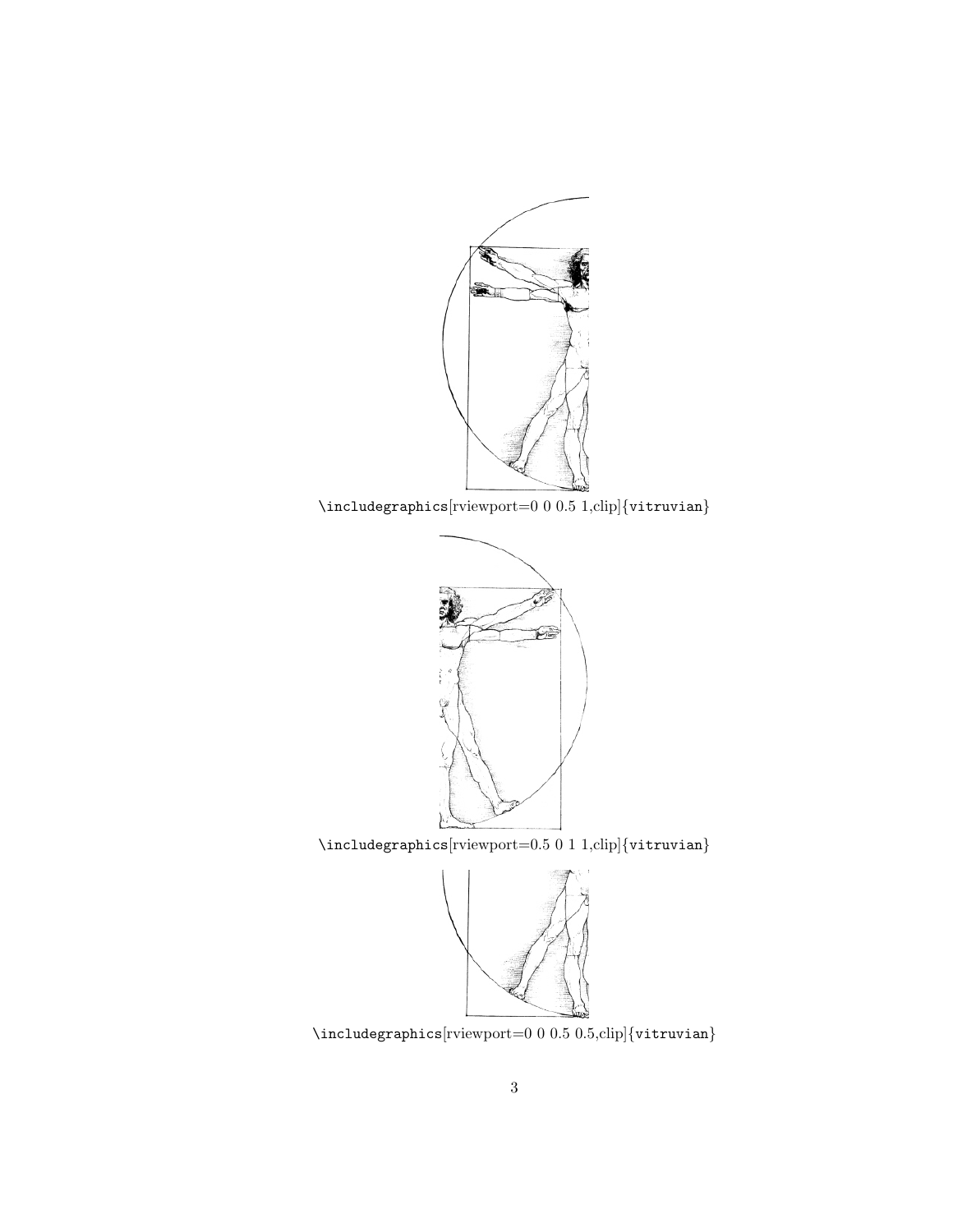\includegraphics[rviewport=0 0 0.5 1,clip]{vitruvian}

\includegraphics[rviewport=0.5 0 1 1,clip]{vitruvian}

\includegraphics[rviewport=0 0 0.5 0.5,clip]{vitruvian}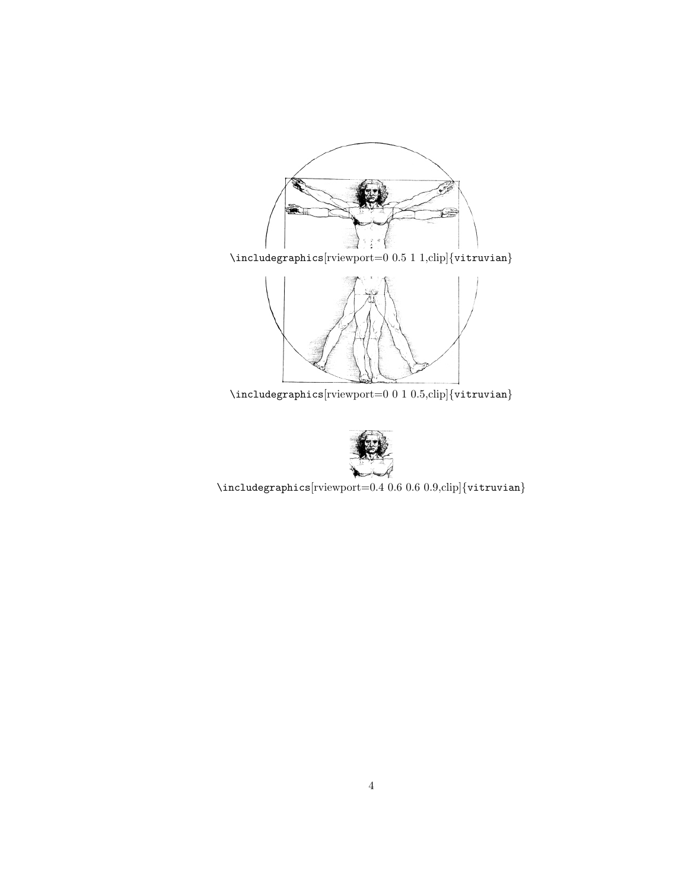`\includegraphics[rviewport=0 0.5 1 1,clip]{vitruvian}`

`\includegraphics[rviewport=0 0 1 0.5,clip]{vitruvian}`

`\includegraphics[rviewport=0.4 0.6 0.6 0.9,clip]{vitruvian}`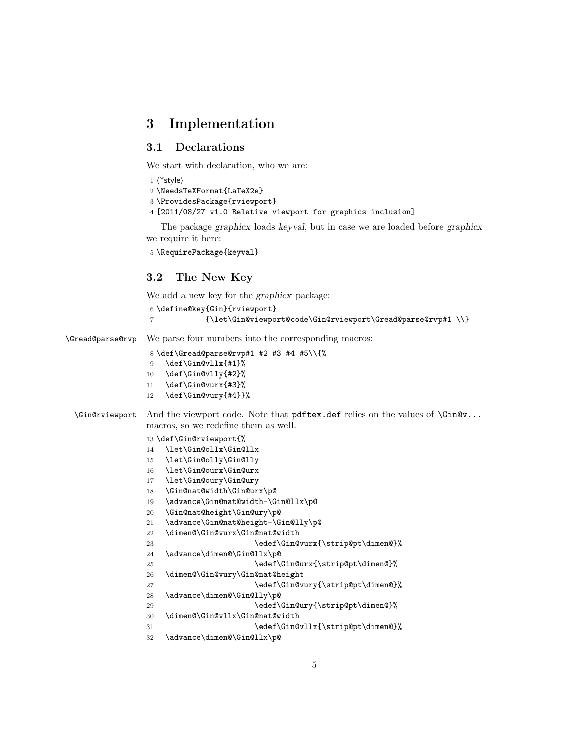# 3 Implementation

## 3.1 Declarations

We start with declaration, who we are:

```
1 ⟨*style⟩
2 \NeedsTeXFormat{LaTeX2e}
3 \ProvidesPackage{rviewport}
4 [2011/08/27 v1.0 Relative viewport for graphics inclusion]
```

The package *graphicx* loads *keyval*, but in case we are loaded before *graphicx* we require it here:

```
5 \RequirePackage{keyval}
```

## 3.2 The New Key

We add a new key for the *graphicx* package:

```
6 \define@key{Gin}{rviewport}
7           {\let\Gin@viewport@code\Gin@rviewport\Gread@parse@rvp#1 \\}
```

\Gread@parse@rvp We parse four numbers into the corresponding macros:

```
8 \def\Gread@parse@rvp#1 #2 #3 #4 #5\\{%
9   \def\Gin@vllx{#1}%
10  \def\Gin@vlly{#2}%
11  \def\Gin@vurx{#3}%
12  \def\Gin@vury{#4}}%
```

\Gin@rviewport And the viewport code. Note that `pdftex.def` relies on the values of `\Gin@v...` macros, so we redefine them as well.

```
13 \def\Gin@rviewport{%
14   \let\Gin@ollx\Gin@llx
15   \let\Gin@olly\Gin@lly
16   \let\Gin@ourx\Gin@urx
17   \let\Gin@oury\Gin@ury
18   \Gin@nat@width\Gin@urx\p@
19   \advance\Gin@nat@width-\Gin@llx\p@
20   \Gin@nat@height\Gin@ury\p@
21   \advance\Gin@nat@height-\Gin@lly\p@
22   \dimen@\Gin@vurx\Gin@nat@width
23                     \edef\Gin@vurx{\strip@pt\dimen@}%
24   \advance\dimen@\Gin@llx\p@
25                     \edef\Gin@urx{\strip@pt\dimen@}%
26   \dimen@\Gin@vury\Gin@nat@height
27                     \edef\Gin@vury{\strip@pt\dimen@}%
28   \advance\dimen@\Gin@lly\p@
29                     \edef\Gin@ury{\strip@pt\dimen@}%
30   \dimen@\Gin@vllx\Gin@nat@width
31                     \edef\Gin@vllx{\strip@pt\dimen@}%
32   \advance\dimen@\Gin@llx\p@
```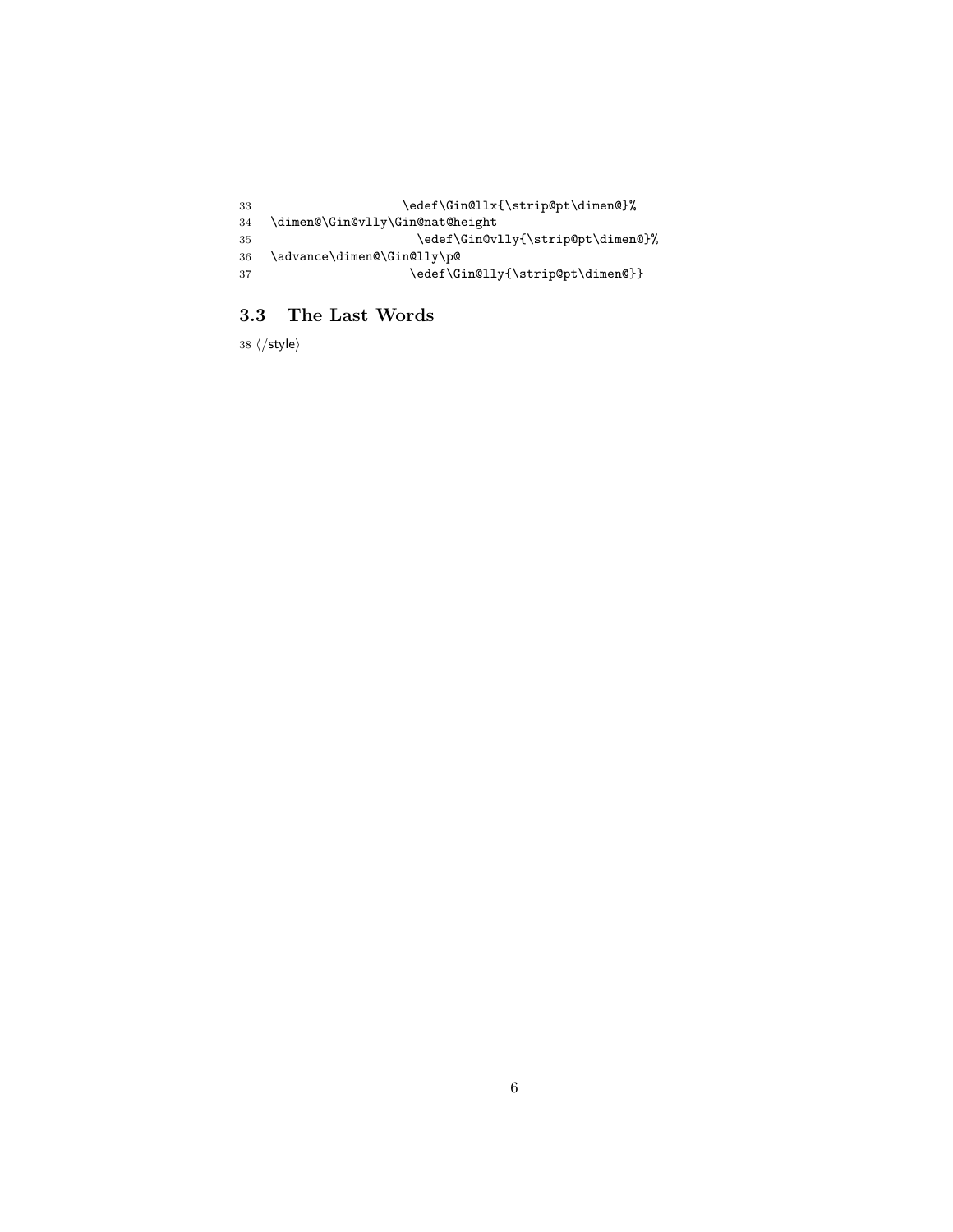```
33                    \edef\Gin@llx{\strip@pt\dimen@}%
34  \dimen@\Gin@vlly\Gin@nat@height
35                     \edef\Gin@vlly{\strip@pt\dimen@}%
36  \advance\dimen@\Gin@lly\p@
37                    \edef\Gin@lly{\strip@pt\dimen@}}
```

### 3.3 The Last Words

38 ⟨/style⟩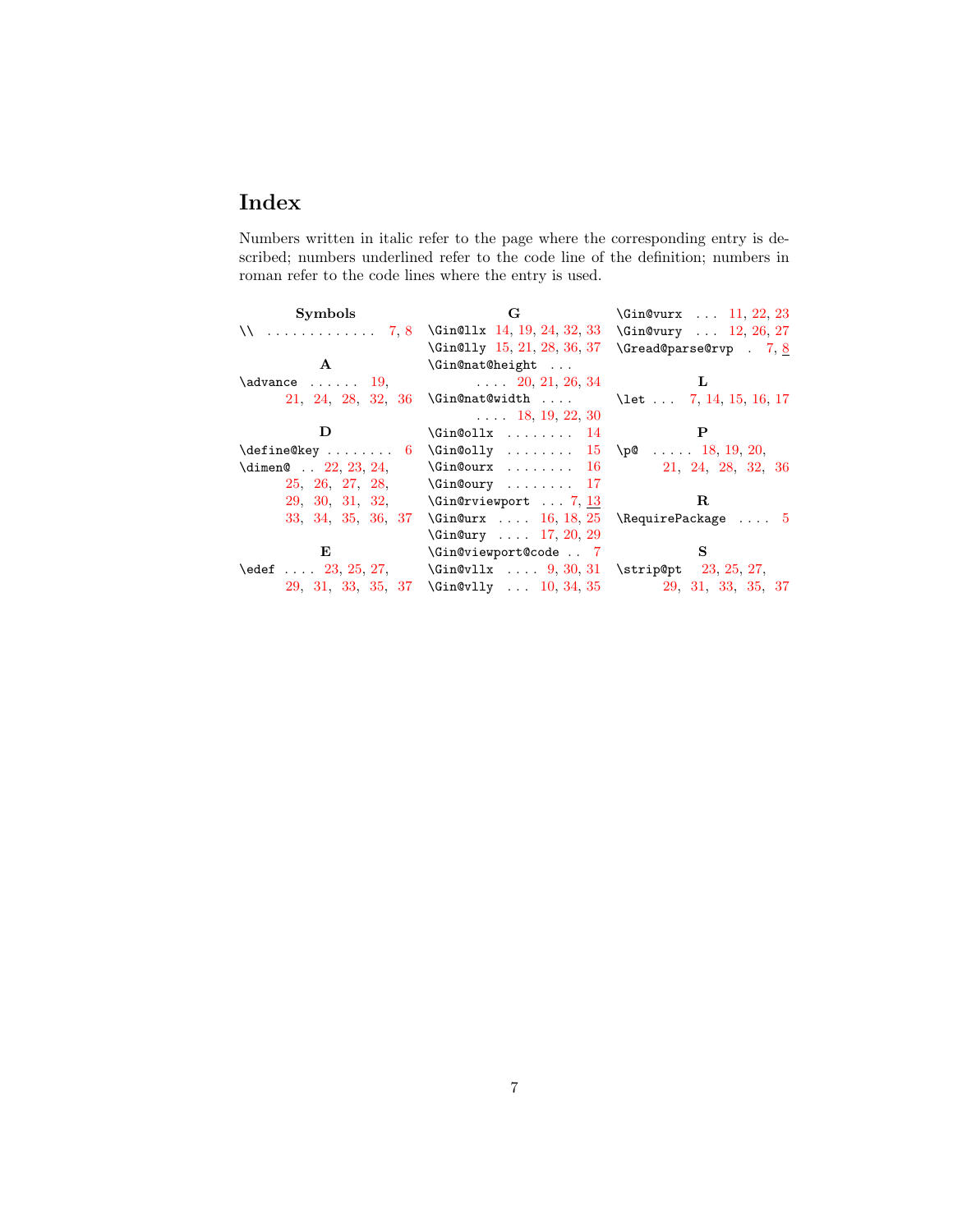# Index

Numbers written in italic refer to the page where the corresponding entry is described; numbers underlined refer to the code line of the definition; numbers in roman refer to the code lines where the entry is used.

**Symbols**

\\ . . . . . . . . . . . . . 7, 8

**A**

\advance . . . . . . 19, 21, 24, 28, 32, 36

**D**

\define@key . . . . . . . . 6

\dimen@ . . 22, 23, 24, 25, 26, 27, 28, 29, 30, 31, 32, 33, 34, 35, 36, 37

**E**

\edef . . . . 23, 25, 27, 29, 31, 33, 35, 37

**G**

\Gin@llx 14, 19, 24, 32, 33

\Gin@lly 15, 21, 28, 36, 37

\Gin@nat@height . . . . . . . 20, 21, 26, 34

\Gin@nat@width . . . . . . . . 18, 19, 22, 30

\Gin@ollx . . . . . . . . 14

\Gin@olly . . . . . . . . 15

\Gin@ourx . . . . . . . . 16

\Gin@oury . . . . . . . . 17

\Gin@rviewport . . . 7, 13

\Gin@urx . . . . 16, 18, 25

\Gin@ury . . . . 17, 20, 29

\Gin@viewport@code . . 7

\Gin@vllx . . . . 9, 30, 31

\Gin@vlly . . . 10, 34, 35

\Gin@vurx . . . 11, 22, 23

\Gin@vury . . . 12, 26, 27

\Gread@parse@rvp . 7, 8

**L**

\let . . . 7, 14, 15, 16, 17

**P**

\p@ . . . . . 18, 19, 20, 21, 24, 28, 32, 36

**R**

\RequirePackage . . . . 5

**S**

\strip@pt 23, 25, 27, 29, 31, 33, 35, 37